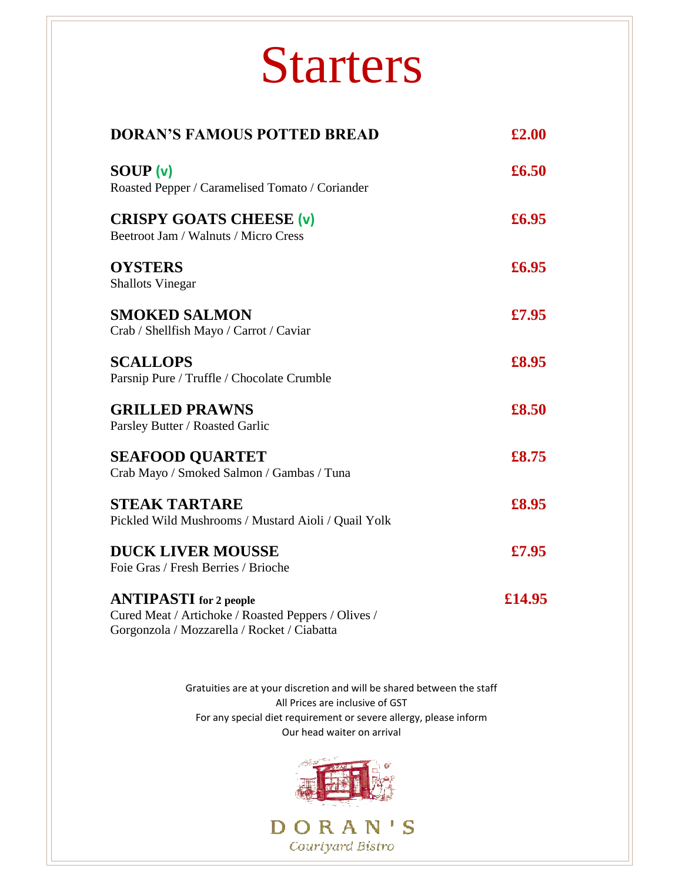# Starters

**DORAN'S FAMOUS POTTED BREAD** **£2.00**

**SOUP (v)** **£6.50**
Roasted Pepper / Caramelised Tomato / Coriander

**CRISPY GOATS CHEESE (v)** **£6.95**
Beetroot Jam / Walnuts / Micro Cress

**OYSTERS** **£6.95**
Shallots Vinegar

**SMOKED SALMON** **£7.95**
Crab / Shellfish Mayo / Carrot / Caviar

**SCALLOPS** **£8.95**
Parsnip Pure / Truffle / Chocolate Crumble

**GRILLED PRAWNS** **£8.50**
Parsley Butter / Roasted Garlic

**SEAFOOD QUARTET** **£8.75**
Crab Mayo / Smoked Salmon / Gambas / Tuna

**STEAK TARTARE** **£8.95**
Pickled Wild Mushrooms / Mustard Aioli / Quail Yolk

**DUCK LIVER MOUSSE** **£7.95**
Foie Gras / Fresh Berries / Brioche

**ANTIPASTI for 2 people** **£14.95**
Cured Meat / Artichoke / Roasted Peppers / Olives /
Gorgonzola / Mozzarella / Rocket / Ciabatta

Gratuities are at your discretion and will be shared between the staff
All Prices are inclusive of GST
For any special diet requirement or severe allergy, please inform
Our head waiter on arrival

DORAN'S
Courtyard Bistro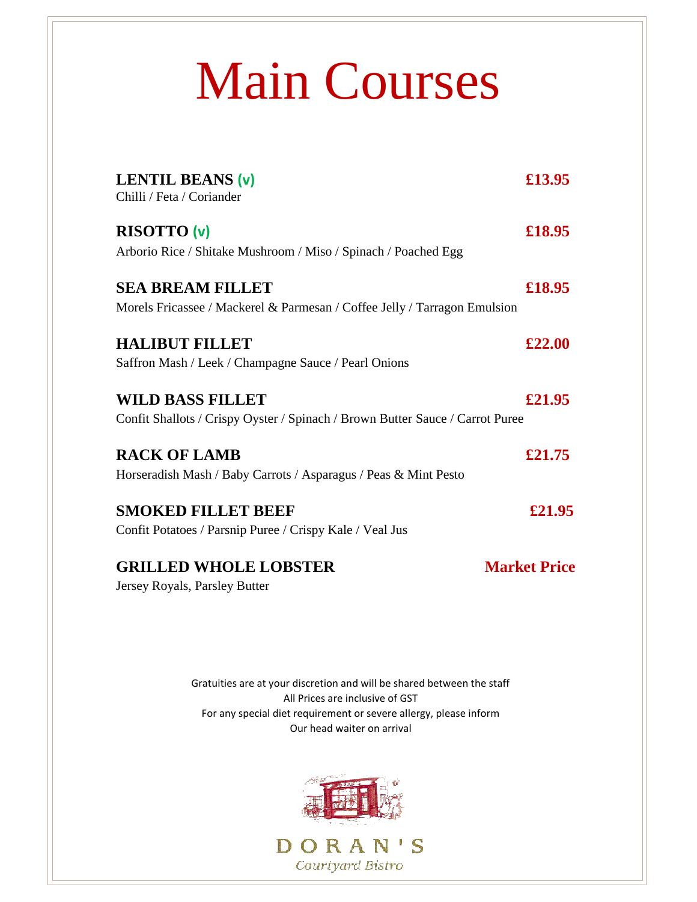# Main Courses

**LENTIL BEANS (v)** **£13.95**
Chilli / Feta / Coriander

**RISOTTO (v)** **£18.95**
Arborio Rice / Shitake Mushroom / Miso / Spinach / Poached Egg

**SEA BREAM FILLET** **£18.95**
Morels Fricassee / Mackerel & Parmesan / Coffee Jelly / Tarragon Emulsion

**HALIBUT FILLET** **£22.00**
Saffron Mash / Leek / Champagne Sauce / Pearl Onions

**WILD BASS FILLET** **£21.95**
Confit Shallots / Crispy Oyster / Spinach / Brown Butter Sauce / Carrot Puree

**RACK OF LAMB** **£21.75**
Horseradish Mash / Baby Carrots / Asparagus / Peas & Mint Pesto

**SMOKED FILLET BEEF** **£21.95**
Confit Potatoes / Parsnip Puree / Crispy Kale / Veal Jus

**GRILLED WHOLE LOBSTER** **Market Price**
Jersey Royals, Parsley Butter

Gratuities are at your discretion and will be shared between the staff
All Prices are inclusive of GST
For any special diet requirement or severe allergy, please inform
Our head waiter on arrival

DORAN'S
Courtyard Bistro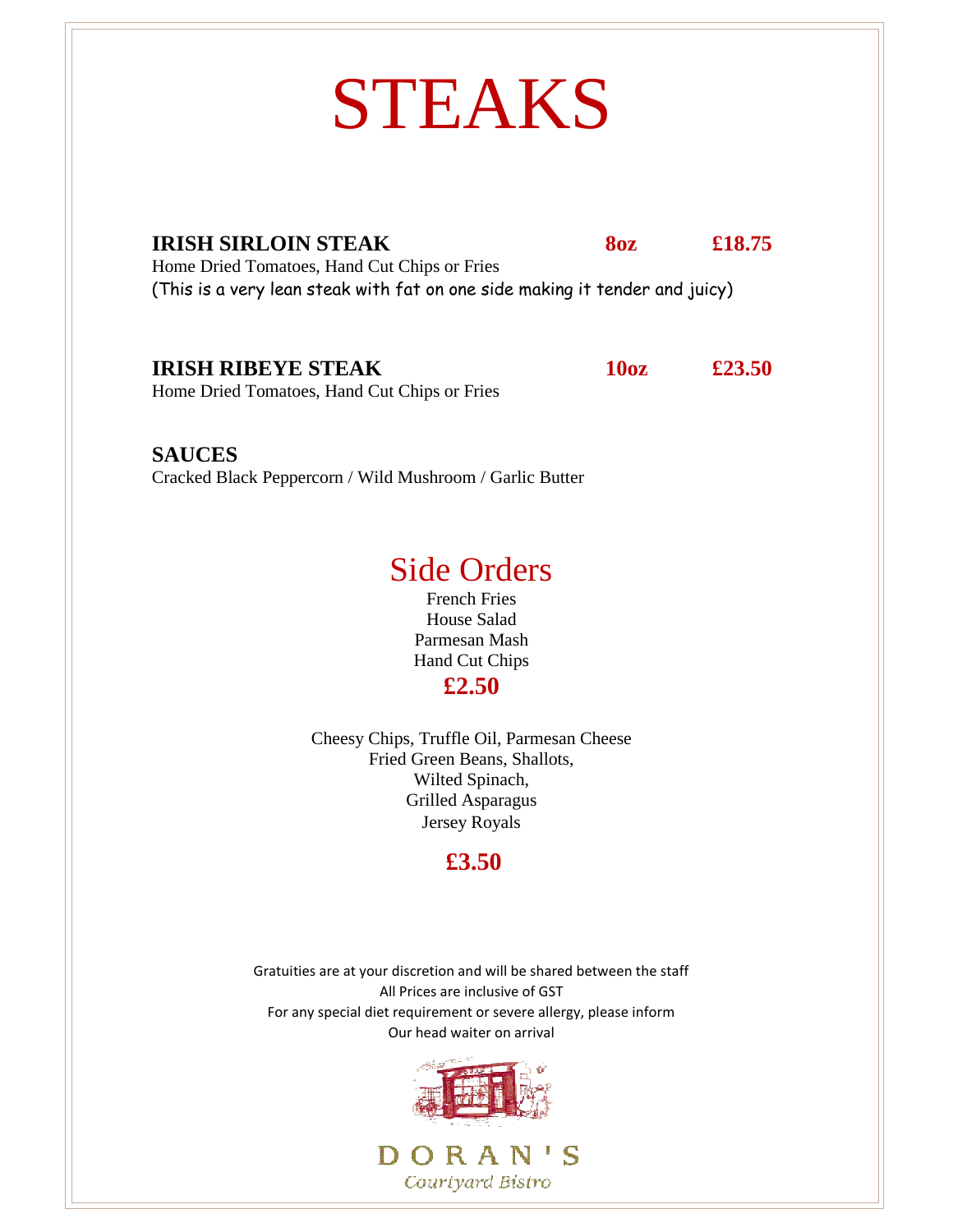# STEAKS

**IRISH SIRLOIN STEAK** **8oz** **£18.75**
Home Dried Tomatoes, Hand Cut Chips or Fries
(This is a very lean steak with fat on one side making it tender and juicy)

**IRISH RIBEYE STEAK** **10oz** **£23.50**
Home Dried Tomatoes, Hand Cut Chips or Fries

**SAUCES**
Cracked Black Peppercorn / Wild Mushroom / Garlic Butter

## Side Orders

French Fries
House Salad
Parmesan Mash
Hand Cut Chips

**£2.50**

Cheesy Chips, Truffle Oil, Parmesan Cheese
Fried Green Beans, Shallots,
Wilted Spinach,
Grilled Asparagus
Jersey Royals

**£3.50**

Gratuities are at your discretion and will be shared between the staff
All Prices are inclusive of GST
For any special diet requirement or severe allergy, please inform
Our head waiter on arrival

DORAN'S
Courtyard Bistro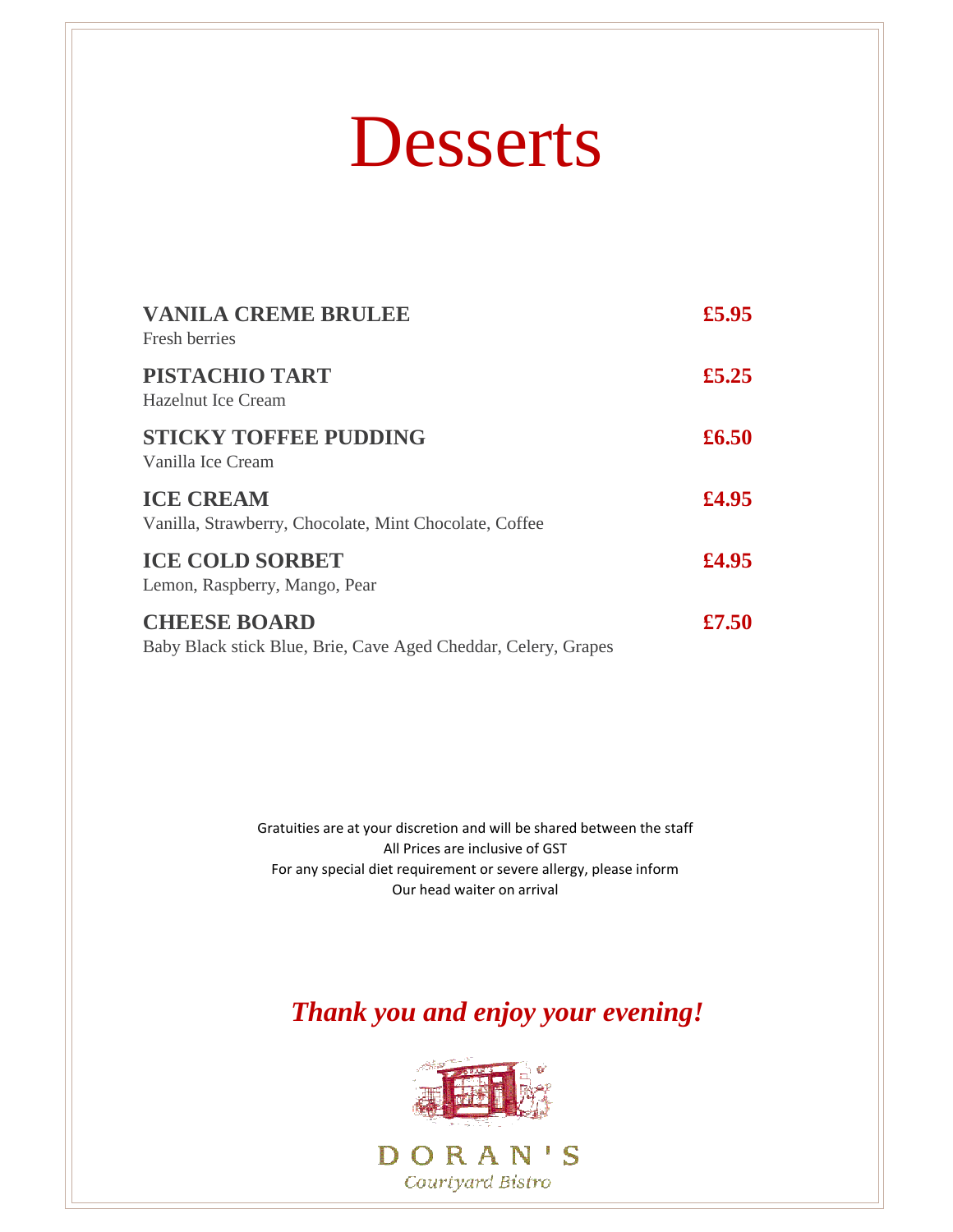# Desserts

**VANILA CREME BRULEE** **£5.95**
Fresh berries

**PISTACHIO TART** **£5.25**
Hazelnut Ice Cream

**STICKY TOFFEE PUDDING** **£6.50**
Vanilla Ice Cream

**ICE CREAM** **£4.95**
Vanilla, Strawberry, Chocolate, Mint Chocolate, Coffee

**ICE COLD SORBET** **£4.95**
Lemon, Raspberry, Mango, Pear

**CHEESE BOARD** **£7.50**
Baby Black stick Blue, Brie, Cave Aged Cheddar, Celery, Grapes

Gratuities are at your discretion and will be shared between the staff
All Prices are inclusive of GST
For any special diet requirement or severe allergy, please inform
Our head waiter on arrival

***Thank you and enjoy your evening!***

DORAN'S
Courtyard Bistro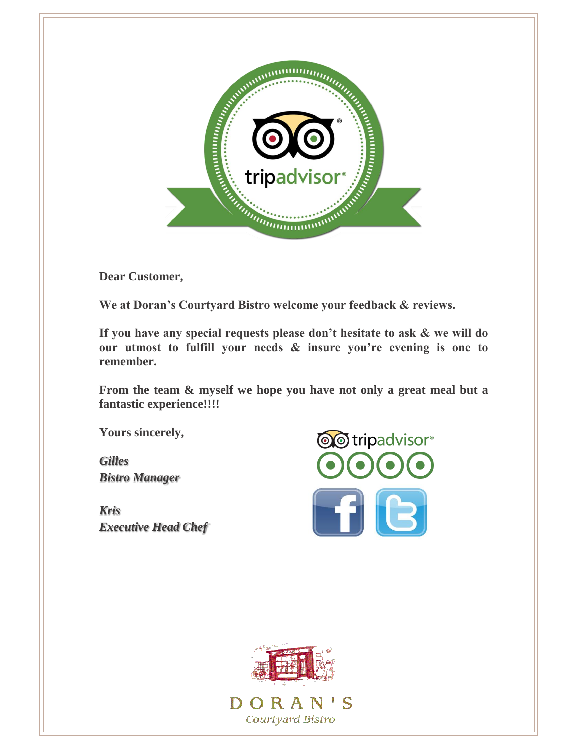tripadvisor

**Dear Customer,**

**We at Doran's Courtyard Bistro welcome your feedback & reviews.**

**If you have any special requests please don't hesitate to ask & we will do our utmost to fulfill your needs & insure you're evening is one to remember.**

**From the team & myself we hope you have not only a great meal but a fantastic experience!!!!**

**Yours sincerely,**

***Gilles***
***Bistro Manager***

***Kris***
***Executive Head Chef***

tripadvisor

DORAN'S
Courtyard Bistro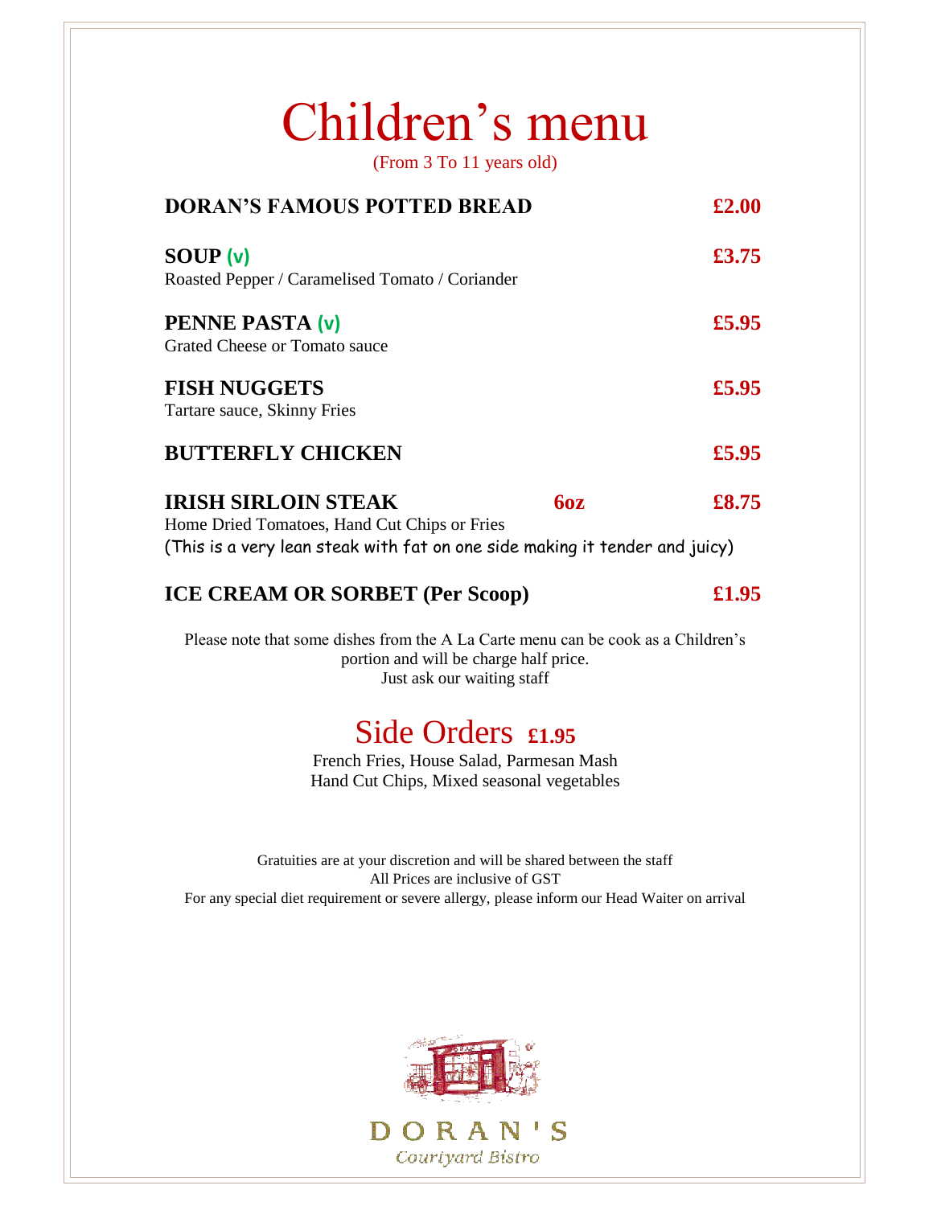# Children's menu

(From 3 To 11 years old)

**DORAN'S FAMOUS POTTED BREAD** **£2.00**

**SOUP** (v) **£3.75**
Roasted Pepper / Caramelised Tomato / Coriander

**PENNE PASTA** (v) **£5.95**
Grated Cheese or Tomato sauce

**FISH NUGGETS** **£5.95**
Tartare sauce, Skinny Fries

**BUTTERFLY CHICKEN** **£5.95**

**IRISH SIRLOIN STEAK** **6oz** **£8.75**
Home Dried Tomatoes, Hand Cut Chips or Fries
(This is a very lean steak with fat on one side making it tender and juicy)

**ICE CREAM OR SORBET (Per Scoop)** **£1.95**

Please note that some dishes from the A La Carte menu can be cook as a Children's portion and will be charge half price.
Just ask our waiting staff

## Side Orders **£1.95**

French Fries, House Salad, Parmesan Mash
Hand Cut Chips, Mixed seasonal vegetables

Gratuities are at your discretion and will be shared between the staff
All Prices are inclusive of GST
For any special diet requirement or severe allergy, please inform our Head Waiter on arrival

DORAN'S
Courtyard Bistro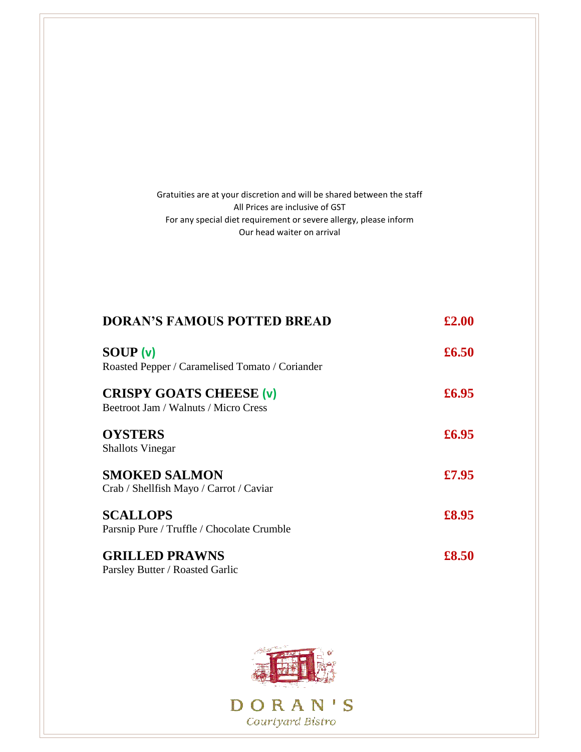Gratuities are at your discretion and will be shared between the staff
All Prices are inclusive of GST
For any special diet requirement or severe allergy, please inform
Our head waiter on arrival

**DORAN'S FAMOUS POTTED BREAD** **£2.00**

**SOUP (v)** **£6.50**
Roasted Pepper / Caramelised Tomato / Coriander

**CRISPY GOATS CHEESE (v)** **£6.95**
Beetroot Jam / Walnuts / Micro Cress

**OYSTERS** **£6.95**
Shallots Vinegar

**SMOKED SALMON** **£7.95**
Crab / Shellfish Mayo / Carrot / Caviar

**SCALLOPS** **£8.95**
Parsnip Pure / Truffle / Chocolate Crumble

**GRILLED PRAWNS** **£8.50**
Parsley Butter / Roasted Garlic

DORAN'S
Courtyard Bistro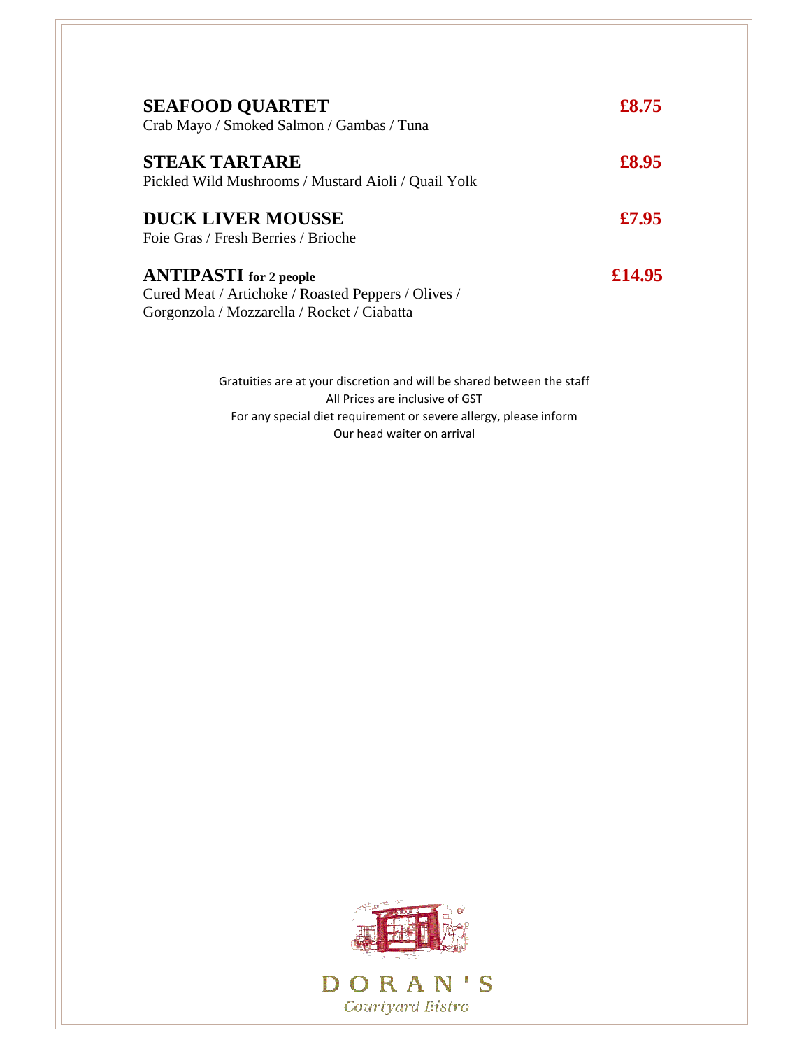**SEAFOOD QUARTET** **£8.75**
Crab Mayo / Smoked Salmon / Gambas / Tuna

**STEAK TARTARE** **£8.95**
Pickled Wild Mushrooms / Mustard Aioli / Quail Yolk

**DUCK LIVER MOUSSE** **£7.95**
Foie Gras / Fresh Berries / Brioche

**ANTIPASTI for 2 people** **£14.95**
Cured Meat / Artichoke / Roasted Peppers / Olives /
Gorgonzola / Mozzarella / Rocket / Ciabatta

Gratuities are at your discretion and will be shared between the staff
All Prices are inclusive of GST
For any special diet requirement or severe allergy, please inform
Our head waiter on arrival

DORAN'S
Courtyard Bistro